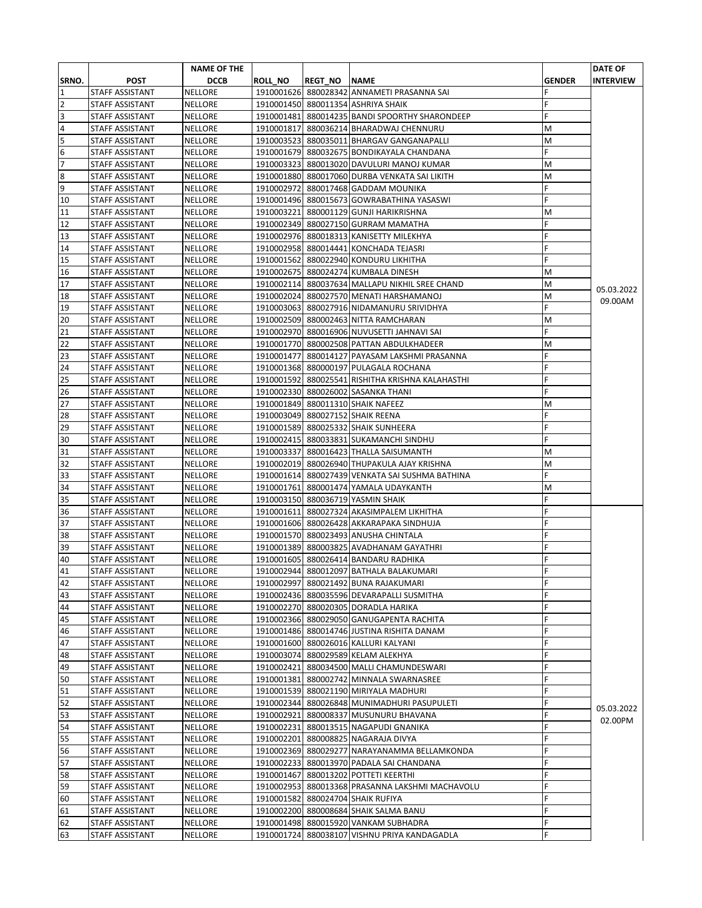| SRNO. | POST | NAME OF THE DCCB | ROLL_NO | REGT_NO | NAME | GENDER | DATE OF INTERVIEW |
|---|---|---|---|---|---|---|---|
| 1 | STAFF ASSISTANT | NELLORE | 1910001626 | 880028342 | ANNAMETI PRASANNA SAI | F | 05.03.2022 09.00AM |
| 2 | STAFF ASSISTANT | NELLORE | 1910001450 | 880011354 | ASHRIYA SHAIK | F | |
| 3 | STAFF ASSISTANT | NELLORE | 1910001481 | 880014235 | BANDI SPOORTHY SHARONDEEP | F | |
| 4 | STAFF ASSISTANT | NELLORE | 1910001817 | 880036214 | BHARADWAJ CHENNURU | M | |
| 5 | STAFF ASSISTANT | NELLORE | 1910003523 | 880035011 | BHARGAV GANGANAPALLI | M | |
| 6 | STAFF ASSISTANT | NELLORE | 1910001679 | 880032675 | BONDIKAYALA CHANDANA | F | |
| 7 | STAFF ASSISTANT | NELLORE | 1910003323 | 880013020 | DAVULURI MANOJ KUMAR | M | |
| 8 | STAFF ASSISTANT | NELLORE | 1910001880 | 880017060 | DURBA VENKATA SAI LIKITH | M | |
| 9 | STAFF ASSISTANT | NELLORE | 1910002972 | 880017468 | GADDAM MOUNIKA | F | |
| 10 | STAFF ASSISTANT | NELLORE | 1910001496 | 880015673 | GOWRABATHINA YASASWI | F | |
| 11 | STAFF ASSISTANT | NELLORE | 1910003221 | 880001129 | GUNJI HARIKRISHNA | M | |
| 12 | STAFF ASSISTANT | NELLORE | 1910002349 | 880027150 | GURRAM MAMATHA | F | |
| 13 | STAFF ASSISTANT | NELLORE | 1910002976 | 880018313 | KANISETTY MILEKHYA | F | |
| 14 | STAFF ASSISTANT | NELLORE | 1910002958 | 880014441 | KONCHADA TEJASRI | F | |
| 15 | STAFF ASSISTANT | NELLORE | 1910001562 | 880022940 | KONDURU LIKHITHA | F | |
| 16 | STAFF ASSISTANT | NELLORE | 1910002675 | 880024274 | KUMBALA DINESH | M | |
| 17 | STAFF ASSISTANT | NELLORE | 1910002114 | 880037634 | MALLAPU NIKHIL SREE CHAND | M | |
| 18 | STAFF ASSISTANT | NELLORE | 1910002024 | 880027570 | MENATI HARSHAMANOJ | M | |
| 19 | STAFF ASSISTANT | NELLORE | 1910003063 | 880027916 | NIDAMANURU SRIVIDHYA | F | |
| 20 | STAFF ASSISTANT | NELLORE | 1910002509 | 880002463 | NITTA RAMCHARAN | M | |
| 21 | STAFF ASSISTANT | NELLORE | 1910002970 | 880016906 | NUVUSETTI JAHNAVI SAI | F | |
| 22 | STAFF ASSISTANT | NELLORE | 1910001770 | 880002508 | PATTAN ABDULKHADEER | M | |
| 23 | STAFF ASSISTANT | NELLORE | 1910001477 | 880014127 | PAYASAM LAKSHMI PRASANNA | F | |
| 24 | STAFF ASSISTANT | NELLORE | 1910001368 | 880000197 | PULAGALA ROCHANA | F | |
| 25 | STAFF ASSISTANT | NELLORE | 1910001592 | 880025541 | RISHITHA KRISHNA KALAHASTHI | F | |
| 26 | STAFF ASSISTANT | NELLORE | 1910002330 | 880026002 | SASANKA THANI | F | |
| 27 | STAFF ASSISTANT | NELLORE | 1910001849 | 880011310 | SHAIK NAFEEZ | M | |
| 28 | STAFF ASSISTANT | NELLORE | 1910003049 | 880027152 | SHAIK REENA | F | |
| 29 | STAFF ASSISTANT | NELLORE | 1910001589 | 880025332 | SHAIK SUNHEERA | F | |
| 30 | STAFF ASSISTANT | NELLORE | 1910002415 | 880033831 | SUKAMANCHI SINDHU | F | |
| 31 | STAFF ASSISTANT | NELLORE | 1910003337 | 880016423 | THALLA SAISUMANTH | M | |
| 32 | STAFF ASSISTANT | NELLORE | 1910002019 | 880026940 | THUPAKULA AJAY KRISHNA | M | |
| 33 | STAFF ASSISTANT | NELLORE | 1910001614 | 880027439 | VENKATA SAI SUSHMA BATHINA | F | |
| 34 | STAFF ASSISTANT | NELLORE | 1910001761 | 880001474 | YAMALA UDAYKANTH | M | |
| 35 | STAFF ASSISTANT | NELLORE | 1910003150 | 880036719 | YASMIN SHAIK | F | |
| 36 | STAFF ASSISTANT | NELLORE | 1910001611 | 880027324 | AKASIMPALEM LIKHITHA | F | 05.03.2022 02.00PM |
| 37 | STAFF ASSISTANT | NELLORE | 1910001606 | 880026428 | AKKARAPAKA SINDHUJA | F | |
| 38 | STAFF ASSISTANT | NELLORE | 1910001570 | 880023493 | ANUSHA CHINTALA | F | |
| 39 | STAFF ASSISTANT | NELLORE | 1910001389 | 880003825 | AVADHANAM GAYATHRI | F | |
| 40 | STAFF ASSISTANT | NELLORE | 1910001605 | 880026414 | BANDARU RADHIKA | F | |
| 41 | STAFF ASSISTANT | NELLORE | 1910002944 | 880012097 | BATHALA BALAKUMARI | F | |
| 42 | STAFF ASSISTANT | NELLORE | 1910002997 | 880021492 | BUNA RAJAKUMARI | F | |
| 43 | STAFF ASSISTANT | NELLORE | 1910002436 | 880035596 | DEVARAPALLI SUSMITHA | F | |
| 44 | STAFF ASSISTANT | NELLORE | 1910002270 | 880020305 | DORADLA HARIKA | F | |
| 45 | STAFF ASSISTANT | NELLORE | 1910002366 | 880029050 | GANUGAPENTA RACHITA | F | |
| 46 | STAFF ASSISTANT | NELLORE | 1910001486 | 880014746 | JUSTINA RISHITA DANAM | F | |
| 47 | STAFF ASSISTANT | NELLORE | 1910001600 | 880026016 | KALLURI KALYANI | F | |
| 48 | STAFF ASSISTANT | NELLORE | 1910003074 | 880029589 | KELAM ALEKHYA | F | |
| 49 | STAFF ASSISTANT | NELLORE | 1910002421 | 880034500 | MALLI CHAMUNDESWARI | F | |
| 50 | STAFF ASSISTANT | NELLORE | 1910001381 | 880002742 | MINNALA SWARNASREE | F | |
| 51 | STAFF ASSISTANT | NELLORE | 1910001539 | 880021190 | MIRIYALA MADHURI | F | |
| 52 | STAFF ASSISTANT | NELLORE | 1910002344 | 880026848 | MUNIMADHURI PASUPULETI | F | |
| 53 | STAFF ASSISTANT | NELLORE | 1910002921 | 880008337 | MUSUNURU BHAVANA | F | |
| 54 | STAFF ASSISTANT | NELLORE | 1910002231 | 880013515 | NAGAPUDI GNANIKA | F | |
| 55 | STAFF ASSISTANT | NELLORE | 1910002201 | 880008825 | NAGARAJA DIVYA | F | |
| 56 | STAFF ASSISTANT | NELLORE | 1910002369 | 880029277 | NARAYANAMMA BELLAMKONDA | F | |
| 57 | STAFF ASSISTANT | NELLORE | 1910002233 | 880013970 | PADALA SAI CHANDANA | F | |
| 58 | STAFF ASSISTANT | NELLORE | 1910001467 | 880013202 | POTTETI KEERTHI | F | |
| 59 | STAFF ASSISTANT | NELLORE | 1910002953 | 880013368 | PRASANNA LAKSHMI MACHAVOLU | F | |
| 60 | STAFF ASSISTANT | NELLORE | 1910001582 | 880024704 | SHAIK RUFIYA | F | |
| 61 | STAFF ASSISTANT | NELLORE | 1910002200 | 880008684 | SHAIK SALMA BANU | F | |
| 62 | STAFF ASSISTANT | NELLORE | 1910001498 | 880015920 | VANKAM SUBHADRA | F | |
| 63 | STAFF ASSISTANT | NELLORE | 1910001724 | 880038107 | VISHNU PRIYA KANDAGADLA | F | |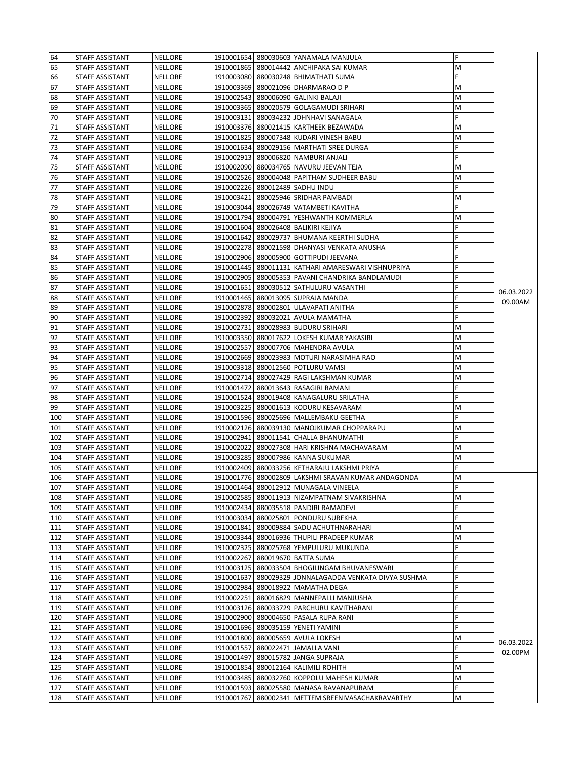| | | | | | | | |
|---|---|---|---|---|---|---|---|
| 64 | STAFF ASSISTANT | NELLORE | 1910001654 | 880030603 | YANAMALA MANJULA | F | |
| 65 | STAFF ASSISTANT | NELLORE | 1910001865 | 880014442 | ANCHIPAKA SAI KUMAR | M | |
| 66 | STAFF ASSISTANT | NELLORE | 1910003080 | 880030248 | BHIMATHATI SUMA | F | |
| 67 | STAFF ASSISTANT | NELLORE | 1910003369 | 880021096 | DHARMARAO D P | M | |
| 68 | STAFF ASSISTANT | NELLORE | 1910002543 | 880006090 | GALINKI BALAJI | M | |
| 69 | STAFF ASSISTANT | NELLORE | 1910003365 | 880020579 | GOLAGAMUDI SRIHARI | M | |
| 70 | STAFF ASSISTANT | NELLORE | 1910003131 | 880034232 | JOHNHAVI SANAGALA | F | |
| 71 | STAFF ASSISTANT | NELLORE | 1910003376 | 880021415 | KARTHEEK BEZAWADA | M | 06.03.2022 09.00AM |
| 72 | STAFF ASSISTANT | NELLORE | 1910001825 | 880007348 | KUDARI VINESH BABU | M | |
| 73 | STAFF ASSISTANT | NELLORE | 1910001634 | 880029156 | MARTHATI SREE DURGA | F | |
| 74 | STAFF ASSISTANT | NELLORE | 1910002913 | 880006820 | NAMBURI ANJALI | F | |
| 75 | STAFF ASSISTANT | NELLORE | 1910002090 | 880034765 | NAVURU JEEVAN TEJA | M | |
| 76 | STAFF ASSISTANT | NELLORE | 1910002526 | 880004048 | PAPITHAM SUDHEER BABU | M | |
| 77 | STAFF ASSISTANT | NELLORE | 1910002226 | 880012489 | SADHU INDU | F | |
| 78 | STAFF ASSISTANT | NELLORE | 1910003421 | 880025946 | SRIDHAR PAMBADI | M | |
| 79 | STAFF ASSISTANT | NELLORE | 1910003044 | 880026749 | VATAMBETI KAVITHA | F | |
| 80 | STAFF ASSISTANT | NELLORE | 1910001794 | 880004791 | YESHWANTH KOMMERLA | M | |
| 81 | STAFF ASSISTANT | NELLORE | 1910001604 | 880026408 | BALIKIRI KEJIYA | F | |
| 82 | STAFF ASSISTANT | NELLORE | 1910001642 | 880029737 | BHUMANA KEERTHI SUDHA | F | |
| 83 | STAFF ASSISTANT | NELLORE | 1910002278 | 880021598 | DHANYASI VENKATA ANUSHA | F | |
| 84 | STAFF ASSISTANT | NELLORE | 1910002906 | 880005900 | GOTTIPUDI JEEVANA | F | |
| 85 | STAFF ASSISTANT | NELLORE | 1910001445 | 880011131 | KATHARI AMARESWARI VISHNUPRIYA | F | |
| 86 | STAFF ASSISTANT | NELLORE | 1910002905 | 880005353 | PAVANI CHANDRIKA BANDLAMUDI | F | |
| 87 | STAFF ASSISTANT | NELLORE | 1910001651 | 880030512 | SATHULURU VASANTHI | F | |
| 88 | STAFF ASSISTANT | NELLORE | 1910001465 | 880013095 | SUPRAJA MANDA | F | |
| 89 | STAFF ASSISTANT | NELLORE | 1910002878 | 880002801 | ULAVAPATI ANITHA | F | |
| 90 | STAFF ASSISTANT | NELLORE | 1910002392 | 880032021 | AVULA MAMATHA | F | |
| 91 | STAFF ASSISTANT | NELLORE | 1910002731 | 880028983 | BUDURU SRIHARI | M | |
| 92 | STAFF ASSISTANT | NELLORE | 1910003350 | 880017622 | LOKESH KUMAR YAKASIRI | M | |
| 93 | STAFF ASSISTANT | NELLORE | 1910002557 | 880007706 | MAHENDRA AVULA | M | |
| 94 | STAFF ASSISTANT | NELLORE | 1910002669 | 880023983 | MOTURI NARASIMHA RAO | M | |
| 95 | STAFF ASSISTANT | NELLORE | 1910003318 | 880012560 | POTLURU VAMSI | M | |
| 96 | STAFF ASSISTANT | NELLORE | 1910002714 | 880027429 | RAGI LAKSHMAN KUMAR | M | |
| 97 | STAFF ASSISTANT | NELLORE | 1910001472 | 880013643 | RASAGIRI RAMANI | F | |
| 98 | STAFF ASSISTANT | NELLORE | 1910001524 | 880019408 | KANAGALURU SRILATHA | F | |
| 99 | STAFF ASSISTANT | NELLORE | 1910003225 | 880001613 | KODURU KESAVARAM | M | |
| 100 | STAFF ASSISTANT | NELLORE | 1910001596 | 880025696 | MALLEMBAKU GEETHA | F | |
| 101 | STAFF ASSISTANT | NELLORE | 1910002126 | 880039130 | MANOJKUMAR CHOPPARAPU | M | |
| 102 | STAFF ASSISTANT | NELLORE | 1910002941 | 880011541 | CHALLA BHANUMATHI | F | |
| 103 | STAFF ASSISTANT | NELLORE | 1910002022 | 880027308 | HARI KRISHNA MACHAVARAM | M | |
| 104 | STAFF ASSISTANT | NELLORE | 1910003285 | 880007986 | KANNA SUKUMAR | M | |
| 105 | STAFF ASSISTANT | NELLORE | 1910002409 | 880033256 | KETHARAJU LAKSHMI PRIYA | F | |
| 106 | STAFF ASSISTANT | NELLORE | 1910001776 | 880002809 | LAKSHMI SRAVAN KUMAR ANDAGONDA | M | 06.03.2022 02.00PM |
| 107 | STAFF ASSISTANT | NELLORE | 1910001464 | 880012912 | MUNAGALA VINEELA | F | |
| 108 | STAFF ASSISTANT | NELLORE | 1910002585 | 880011913 | NIZAMPATNAM SIVAKRISHNA | M | |
| 109 | STAFF ASSISTANT | NELLORE | 1910002434 | 880035518 | PANDIRI RAMADEVI | F | |
| 110 | STAFF ASSISTANT | NELLORE | 1910003034 | 880025801 | PONDURU SUREKHA | F | |
| 111 | STAFF ASSISTANT | NELLORE | 1910001841 | 880009884 | SADU ACHUTHNARAHARI | M | |
| 112 | STAFF ASSISTANT | NELLORE | 1910003344 | 880016936 | THUPILI PRADEEP KUMAR | M | |
| 113 | STAFF ASSISTANT | NELLORE | 1910002325 | 880025768 | YEMPULURU MUKUNDA | F | |
| 114 | STAFF ASSISTANT | NELLORE | 1910002267 | 880019670 | BATTA SUMA | F | |
| 115 | STAFF ASSISTANT | NELLORE | 1910003125 | 880033504 | BHOGILINGAM BHUVANESWARI | F | |
| 116 | STAFF ASSISTANT | NELLORE | 1910001637 | 880029329 | JONNALAGADDA VENKATA DIVYA SUSHMA | F | |
| 117 | STAFF ASSISTANT | NELLORE | 1910002984 | 880018922 | MAMATHA DEGA | F | |
| 118 | STAFF ASSISTANT | NELLORE | 1910002251 | 880016829 | MANNEPALLI MANJUSHA | F | |
| 119 | STAFF ASSISTANT | NELLORE | 1910003126 | 880033729 | PARCHURU KAVITHARANI | F | |
| 120 | STAFF ASSISTANT | NELLORE | 1910002900 | 880004650 | PASALA RUPA RANI | F | |
| 121 | STAFF ASSISTANT | NELLORE | 1910001696 | 880035159 | YENETI YAMINI | F | |
| 122 | STAFF ASSISTANT | NELLORE | 1910001800 | 880005659 | AVULA LOKESH | M | |
| 123 | STAFF ASSISTANT | NELLORE | 1910001557 | 880022471 | JAMALLA VANI | F | |
| 124 | STAFF ASSISTANT | NELLORE | 1910001497 | 880015782 | JANGA SUPRAJA | F | |
| 125 | STAFF ASSISTANT | NELLORE | 1910001854 | 880012164 | KALIMILI ROHITH | M | |
| 126 | STAFF ASSISTANT | NELLORE | 1910003485 | 880032760 | KOPPOLU MAHESH KUMAR | M | |
| 127 | STAFF ASSISTANT | NELLORE | 1910001593 | 880025580 | MANASA RAVANAPURAM | F | |
| 128 | STAFF ASSISTANT | NELLORE | 1910001767 | 880002341 | METTEM SREENIVASACHAKRAVARTHY | M | |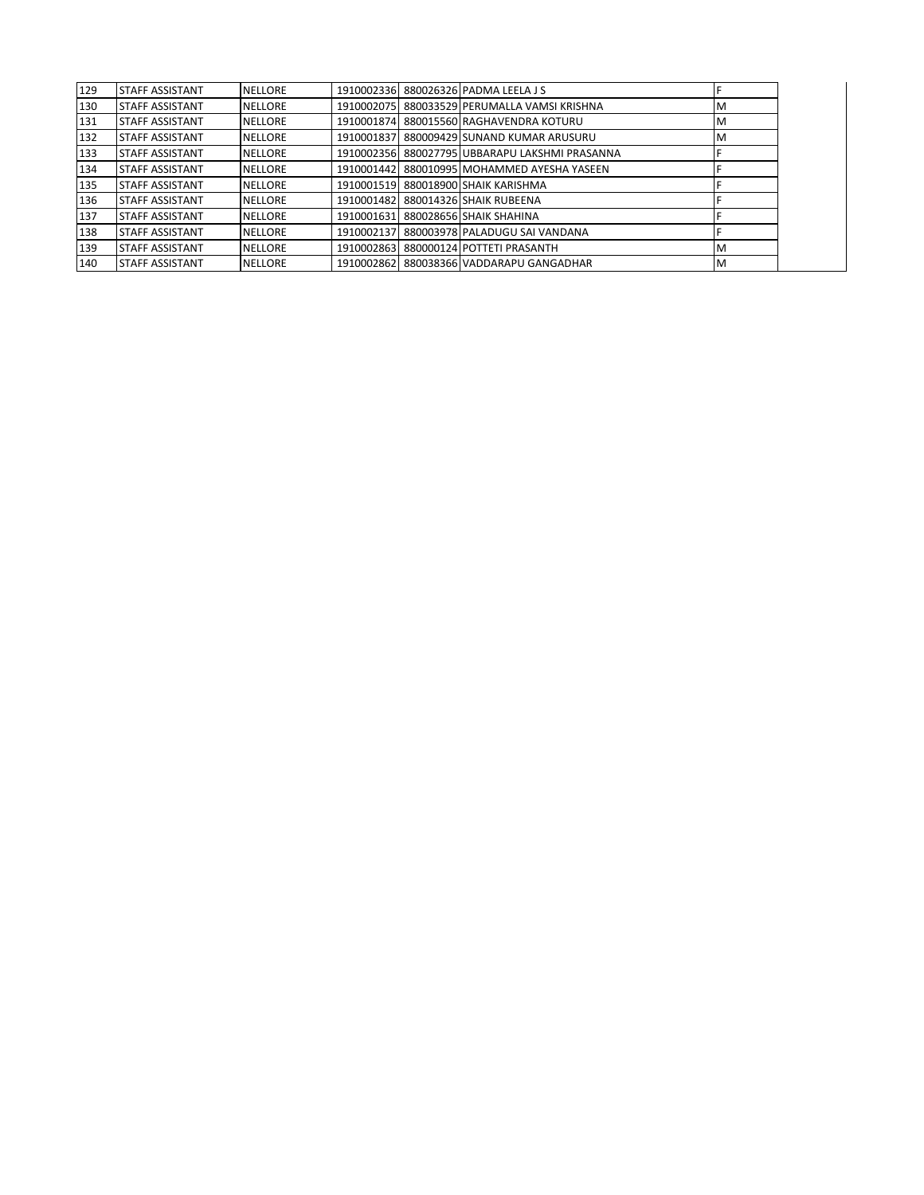| 129 | STAFF ASSISTANT | NELLORE | 1910002336 | 880026326 | PADMA LEELA J S | F | |
|---|---|---|---|---|---|---|---|
| 130 | STAFF ASSISTANT | NELLORE | 1910002075 | 880033529 | PERUMALLA VAMSI KRISHNA | M | |
| 131 | STAFF ASSISTANT | NELLORE | 1910001874 | 880015560 | RAGHAVENDRA KOTURU | M | |
| 132 | STAFF ASSISTANT | NELLORE | 1910001837 | 880009429 | SUNAND KUMAR ARUSURU | M | |
| 133 | STAFF ASSISTANT | NELLORE | 1910002356 | 880027795 | UBBARAPU LAKSHMI PRASANNA | F | |
| 134 | STAFF ASSISTANT | NELLORE | 1910001442 | 880010995 | MOHAMMED AYESHA YASEEN | F | |
| 135 | STAFF ASSISTANT | NELLORE | 1910001519 | 880018900 | SHAIK KARISHMA | F | |
| 136 | STAFF ASSISTANT | NELLORE | 1910001482 | 880014326 | SHAIK RUBEENA | F | |
| 137 | STAFF ASSISTANT | NELLORE | 1910001631 | 880028656 | SHAIK SHAHINA | F | |
| 138 | STAFF ASSISTANT | NELLORE | 1910002137 | 880003978 | PALADUGU SAI VANDANA | F | |
| 139 | STAFF ASSISTANT | NELLORE | 1910002863 | 880000124 | POTTETI PRASANTH | M | |
| 140 | STAFF ASSISTANT | NELLORE | 1910002862 | 880038366 | VADDARAPU GANGADHAR | M | |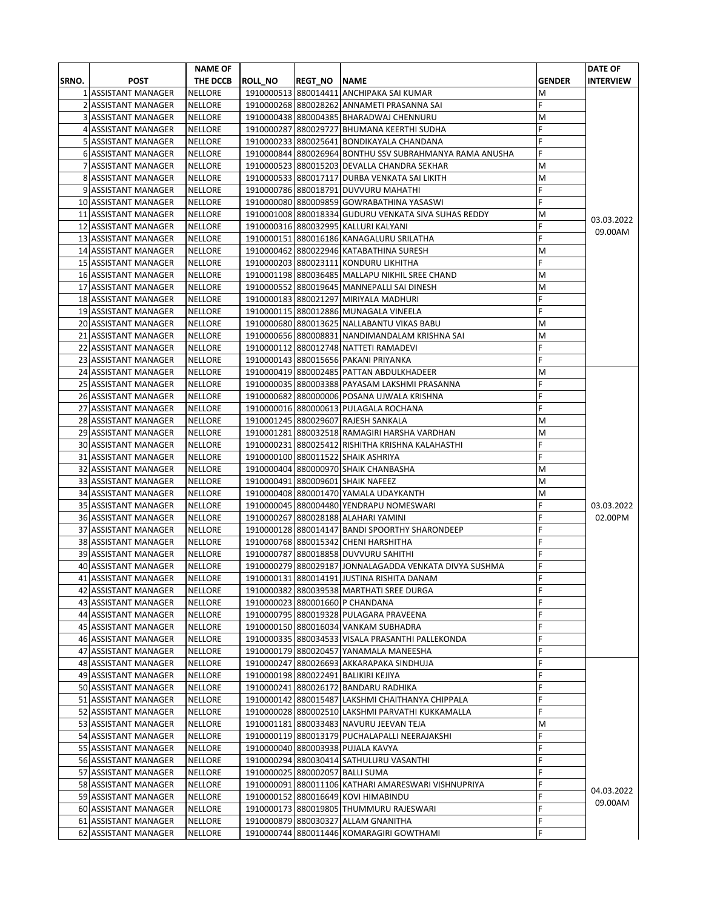| SRNO. | POST | NAME OF THE DCCB | ROLL_NO | REGT_NO | NAME | GENDER | DATE OF INTERVIEW |
|---|---|---|---|---|---|---|---|
| 1 | ASSISTANT MANAGER | NELLORE | 1910000513 | 880014411 | ANCHIPAKA SAI KUMAR | M | 03.03.2022 09.00AM |
| 2 | ASSISTANT MANAGER | NELLORE | 1910000268 | 880028262 | ANNAMETI PRASANNA SAI | F | |
| 3 | ASSISTANT MANAGER | NELLORE | 1910000438 | 880004385 | BHARADWAJ CHENNURU | M | |
| 4 | ASSISTANT MANAGER | NELLORE | 1910000287 | 880029727 | BHUMANA KEERTHI SUDHA | F | |
| 5 | ASSISTANT MANAGER | NELLORE | 1910000233 | 880025641 | BONDIKAYALA CHANDANA | F | |
| 6 | ASSISTANT MANAGER | NELLORE | 1910000844 | 880026964 | BONTHU SSV SUBRAHMANYA RAMA ANUSHA | F | |
| 7 | ASSISTANT MANAGER | NELLORE | 1910000523 | 880015203 | DEVALLA CHANDRA SEKHAR | M | |
| 8 | ASSISTANT MANAGER | NELLORE | 1910000533 | 880017117 | DURBA VENKATA SAI LIKITH | M | |
| 9 | ASSISTANT MANAGER | NELLORE | 1910000786 | 880018791 | DUVVURU MAHATHI | F | |
| 10 | ASSISTANT MANAGER | NELLORE | 1910000080 | 880009859 | GOWRABATHINA YASASWI | F | |
| 11 | ASSISTANT MANAGER | NELLORE | 1910001008 | 880018334 | GUDURU VENKATA SIVA SUHAS REDDY | M | |
| 12 | ASSISTANT MANAGER | NELLORE | 1910000316 | 880032995 | KALLURI KALYANI | F | |
| 13 | ASSISTANT MANAGER | NELLORE | 1910000151 | 880016186 | KANAGALURU SRILATHA | F | |
| 14 | ASSISTANT MANAGER | NELLORE | 1910000462 | 880022946 | KATABATHINA SURESH | M | |
| 15 | ASSISTANT MANAGER | NELLORE | 1910000203 | 880023111 | KONDURU LIKHITHA | F | |
| 16 | ASSISTANT MANAGER | NELLORE | 1910001198 | 880036485 | MALLAPU NIKHIL SREE CHAND | M | |
| 17 | ASSISTANT MANAGER | NELLORE | 1910000552 | 880019645 | MANNEPALLI SAI DINESH | M | |
| 18 | ASSISTANT MANAGER | NELLORE | 1910000183 | 880021297 | MIRIYALA MADHURI | F | |
| 19 | ASSISTANT MANAGER | NELLORE | 1910000115 | 880012886 | MUNAGALA VINEELA | F | |
| 20 | ASSISTANT MANAGER | NELLORE | 1910000680 | 880013625 | NALLABANTU VIKAS BABU | M | |
| 21 | ASSISTANT MANAGER | NELLORE | 1910000656 | 880008831 | NANDIMANDALAM KRISHNA SAI | M | |
| 22 | ASSISTANT MANAGER | NELLORE | 1910000112 | 880012748 | NATTETI RAMADEVI | F | |
| 23 | ASSISTANT MANAGER | NELLORE | 1910000143 | 880015656 | PAKANI PRIYANKA | F | |
| 24 | ASSISTANT MANAGER | NELLORE | 1910000419 | 880002485 | PATTAN ABDULKHADEER | M | 03.03.2022 02.00PM |
| 25 | ASSISTANT MANAGER | NELLORE | 1910000035 | 880003388 | PAYASAM LAKSHMI PRASANNA | F | |
| 26 | ASSISTANT MANAGER | NELLORE | 1910000682 | 880000006 | POSANA UJWALA KRISHNA | F | |
| 27 | ASSISTANT MANAGER | NELLORE | 1910000016 | 880000613 | PULAGALA ROCHANA | F | |
| 28 | ASSISTANT MANAGER | NELLORE | 1910001245 | 880029607 | RAJESH SANKALA | M | |
| 29 | ASSISTANT MANAGER | NELLORE | 1910001281 | 880032518 | RAMAGIRI HARSHA VARDHAN | M | |
| 30 | ASSISTANT MANAGER | NELLORE | 1910000231 | 880025412 | RISHITHA KRISHNA KALAHASTHI | F | |
| 31 | ASSISTANT MANAGER | NELLORE | 1910000100 | 880011522 | SHAIK ASHRIYA | F | |
| 32 | ASSISTANT MANAGER | NELLORE | 1910000404 | 880000970 | SHAIK CHANBASHA | M | |
| 33 | ASSISTANT MANAGER | NELLORE | 1910000491 | 880009601 | SHAIK NAFEEZ | M | |
| 34 | ASSISTANT MANAGER | NELLORE | 1910000408 | 880001470 | YAMALA UDAYKANTH | M | |
| 35 | ASSISTANT MANAGER | NELLORE | 1910000045 | 880004480 | YENDRAPU NOMESWARI | F | |
| 36 | ASSISTANT MANAGER | NELLORE | 1910000267 | 880028188 | ALAHARI YAMINI | F | |
| 37 | ASSISTANT MANAGER | NELLORE | 1910000128 | 880014147 | BANDI SPOORTHY SHARONDEEP | F | |
| 38 | ASSISTANT MANAGER | NELLORE | 1910000768 | 880015342 | CHENI HARSHITHA | F | |
| 39 | ASSISTANT MANAGER | NELLORE | 1910000787 | 880018858 | DUVVURU SAHITHI | F | |
| 40 | ASSISTANT MANAGER | NELLORE | 1910000279 | 880029187 | JONNALAGADDA VENKATA DIVYA SUSHMA | F | |
| 41 | ASSISTANT MANAGER | NELLORE | 1910000131 | 880014191 | JUSTINA RISHITA DANAM | F | |
| 42 | ASSISTANT MANAGER | NELLORE | 1910000382 | 880039538 | MARTHATI SREE DURGA | F | |
| 43 | ASSISTANT MANAGER | NELLORE | 1910000023 | 880001660 | P CHANDANA | F | |
| 44 | ASSISTANT MANAGER | NELLORE | 1910000795 | 880019328 | PULAGARA PRAVEENA | F | |
| 45 | ASSISTANT MANAGER | NELLORE | 1910000150 | 880016034 | VANKAM SUBHADRA | F | |
| 46 | ASSISTANT MANAGER | NELLORE | 1910000335 | 880034533 | VISALA PRASANTHI PALLEKONDA | F | |
| 47 | ASSISTANT MANAGER | NELLORE | 1910000179 | 880020457 | YANAMALA MANEESHA | F | |
| 48 | ASSISTANT MANAGER | NELLORE | 1910000247 | 880026693 | AKKARAPAKA SINDHUJA | F | 04.03.2022 09.00AM |
| 49 | ASSISTANT MANAGER | NELLORE | 1910000198 | 880022491 | BALIKIRI KEJIYA | F | |
| 50 | ASSISTANT MANAGER | NELLORE | 1910000241 | 880026172 | BANDARU RADHIKA | F | |
| 51 | ASSISTANT MANAGER | NELLORE | 1910000142 | 880015487 | LAKSHMI CHAITHANYA CHIPPALA | F | |
| 52 | ASSISTANT MANAGER | NELLORE | 1910000028 | 880002510 | LAKSHMI PARVATHI KUKKAMALLA | F | |
| 53 | ASSISTANT MANAGER | NELLORE | 1910001181 | 880033483 | NAVURU JEEVAN TEJA | M | |
| 54 | ASSISTANT MANAGER | NELLORE | 1910000119 | 880013179 | PUCHALAPALLI NEERAJAKSHI | F | |
| 55 | ASSISTANT MANAGER | NELLORE | 1910000040 | 880003938 | PUJALA KAVYA | F | |
| 56 | ASSISTANT MANAGER | NELLORE | 1910000294 | 880030414 | SATHULURU VASANTHI | F | |
| 57 | ASSISTANT MANAGER | NELLORE | 1910000025 | 880002057 | BALLI SUMA | F | |
| 58 | ASSISTANT MANAGER | NELLORE | 1910000091 | 880011106 | KATHARI AMARESWARI VISHNUPRIYA | F | |
| 59 | ASSISTANT MANAGER | NELLORE | 1910000152 | 880016649 | KOVI HIMABINDU | F | |
| 60 | ASSISTANT MANAGER | NELLORE | 1910000173 | 880019805 | THUMMURU RAJESWARI | F | |
| 61 | ASSISTANT MANAGER | NELLORE | 1910000879 | 880030327 | ALLAM GNANITHA | F | |
| 62 | ASSISTANT MANAGER | NELLORE | 1910000744 | 880011446 | KOMARAGIRI GOWTHAMI | F | |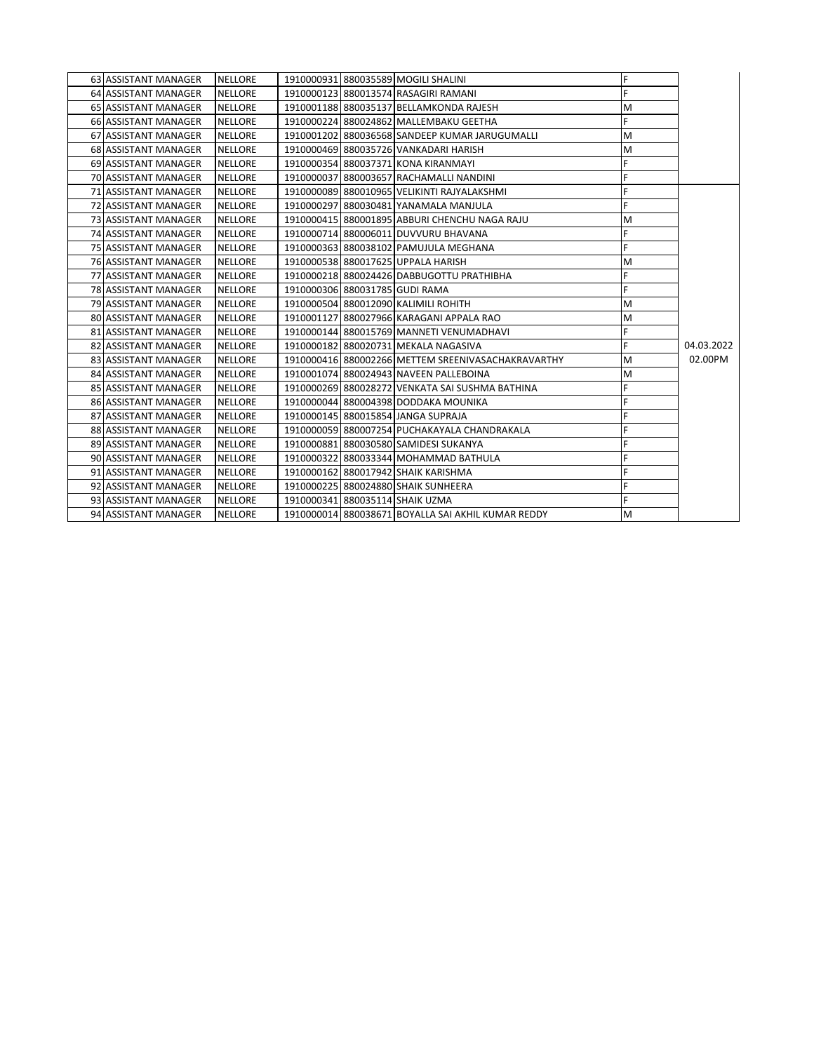| | | | | | | |
|---|---|---|---|---|---|---|
| 63 | ASSISTANT MANAGER | NELLORE | 1910000931 | 880035589 | MOGILI SHALINI | F | |
| 64 | ASSISTANT MANAGER | NELLORE | 1910000123 | 880013574 | RASAGIRI RAMANI | F | |
| 65 | ASSISTANT MANAGER | NELLORE | 1910001188 | 880035137 | BELLAMKONDA RAJESH | M | |
| 66 | ASSISTANT MANAGER | NELLORE | 1910000224 | 880024862 | MALLEMBAKU GEETHA | F | |
| 67 | ASSISTANT MANAGER | NELLORE | 1910001202 | 880036568 | SANDEEP KUMAR JARUGUMALLI | M | |
| 68 | ASSISTANT MANAGER | NELLORE | 1910000469 | 880035726 | VANKADARI HARISH | M | |
| 69 | ASSISTANT MANAGER | NELLORE | 1910000354 | 880037371 | KONA KIRANMAYI | F | |
| 70 | ASSISTANT MANAGER | NELLORE | 1910000037 | 880003657 | RACHAMALLI NANDINI | F | |
| 71 | ASSISTANT MANAGER | NELLORE | 1910000089 | 880010965 | VELIKINTI RAJYALAKSHMI | F | 04.03.2022 02.00PM |
| 72 | ASSISTANT MANAGER | NELLORE | 1910000297 | 880030481 | YANAMALA MANJULA | F | |
| 73 | ASSISTANT MANAGER | NELLORE | 1910000415 | 880001895 | ABBURI CHENCHU NAGA RAJU | M | |
| 74 | ASSISTANT MANAGER | NELLORE | 1910000714 | 880006011 | DUVVURU BHAVANA | F | |
| 75 | ASSISTANT MANAGER | NELLORE | 1910000363 | 880038102 | PAMUJULA MEGHANA | F | |
| 76 | ASSISTANT MANAGER | NELLORE | 1910000538 | 880017625 | UPPALA HARISH | M | |
| 77 | ASSISTANT MANAGER | NELLORE | 1910000218 | 880024426 | DABBUGOTTU PRATHIBHA | F | |
| 78 | ASSISTANT MANAGER | NELLORE | 1910000306 | 880031785 | GUDI RAMA | F | |
| 79 | ASSISTANT MANAGER | NELLORE | 1910000504 | 880012090 | KALIMILI ROHITH | M | |
| 80 | ASSISTANT MANAGER | NELLORE | 1910001127 | 880027966 | KARAGANI APPALA RAO | M | |
| 81 | ASSISTANT MANAGER | NELLORE | 1910000144 | 880015769 | MANNETI VENUMADHAVI | F | |
| 82 | ASSISTANT MANAGER | NELLORE | 1910000182 | 880020731 | MEKALA NAGASIVA | F | |
| 83 | ASSISTANT MANAGER | NELLORE | 1910000416 | 880002266 | METTEM SREENIVASACHAKRAVARTHY | M | |
| 84 | ASSISTANT MANAGER | NELLORE | 1910001074 | 880024943 | NAVEEN PALLEBOINA | M | |
| 85 | ASSISTANT MANAGER | NELLORE | 1910000269 | 880028272 | VENKATA SAI SUSHMA BATHINA | F | |
| 86 | ASSISTANT MANAGER | NELLORE | 1910000044 | 880004398 | DODDAKA MOUNIKA | F | |
| 87 | ASSISTANT MANAGER | NELLORE | 1910000145 | 880015854 | JANGA SUPRAJA | F | |
| 88 | ASSISTANT MANAGER | NELLORE | 1910000059 | 880007254 | PUCHAKAYALA CHANDRAKALA | F | |
| 89 | ASSISTANT MANAGER | NELLORE | 1910000881 | 880030580 | SAMIDESI SUKANYA | F | |
| 90 | ASSISTANT MANAGER | NELLORE | 1910000322 | 880033344 | MOHAMMAD BATHULA | F | |
| 91 | ASSISTANT MANAGER | NELLORE | 1910000162 | 880017942 | SHAIK KARISHMA | F | |
| 92 | ASSISTANT MANAGER | NELLORE | 1910000225 | 880024880 | SHAIK SUNHEERA | F | |
| 93 | ASSISTANT MANAGER | NELLORE | 1910000341 | 880035114 | SHAIK UZMA | F | |
| 94 | ASSISTANT MANAGER | NELLORE | 1910000014 | 880038671 | BOYALLA SAI AKHIL KUMAR REDDY | M | |